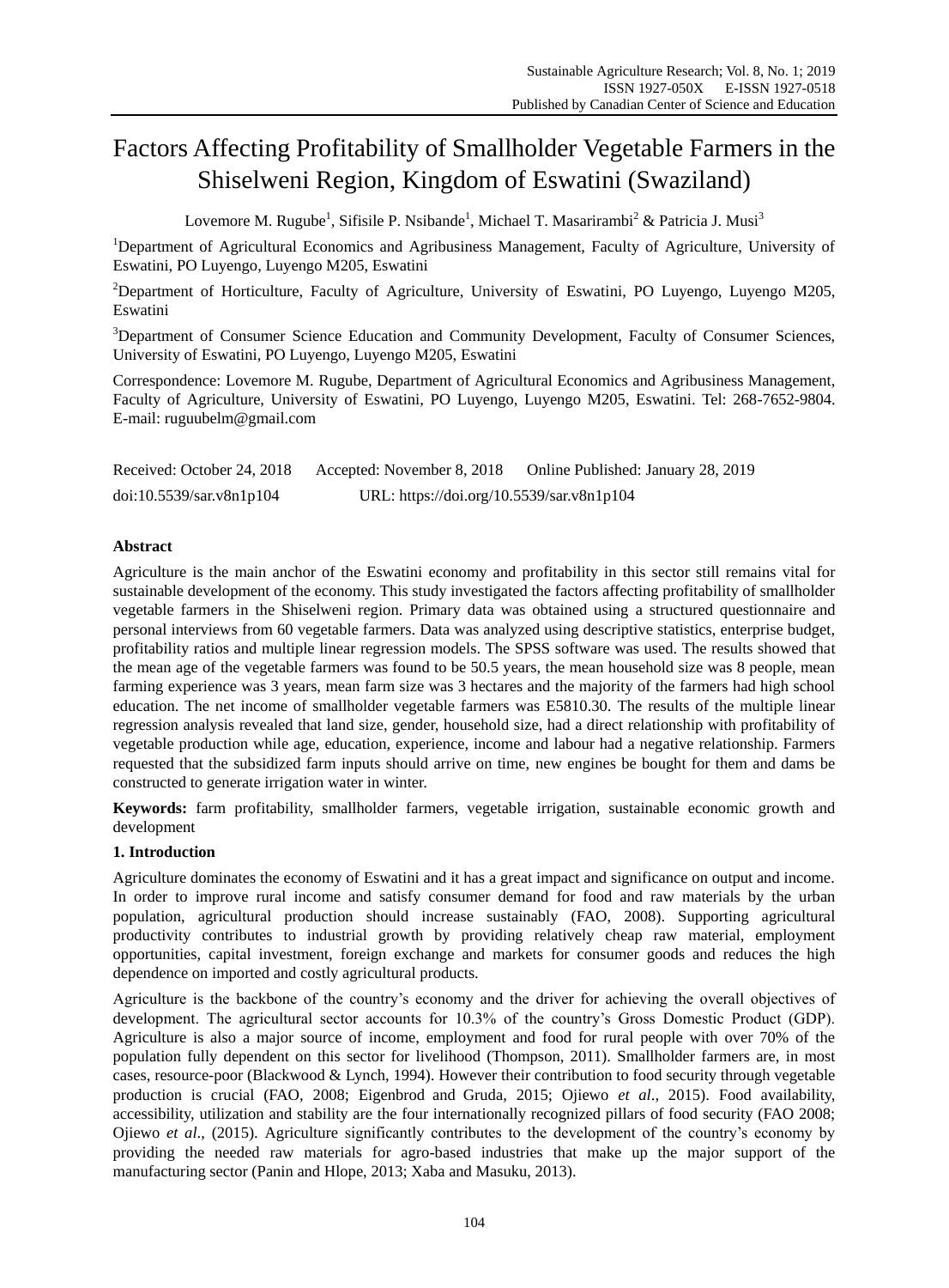# Factors Affecting Profitability of Smallholder Vegetable Farmers in the Shiselweni Region, Kingdom of Eswatini (Swaziland)

Lovemore M. Rugube[1], Sifisile P. Nsibande[1], Michael T. Masarirambi[2] & Patricia J. Musi[3]

[1]Department of Agricultural Economics and Agribusiness Management, Faculty of Agriculture, University of Eswatini, PO Luyengo, Luyengo M205, Eswatini

[2]Department of Horticulture, Faculty of Agriculture, University of Eswatini, PO Luyengo, Luyengo M205, Eswatini

[3]Department of Consumer Science Education and Community Development, Faculty of Consumer Sciences, University of Eswatini, PO Luyengo, Luyengo M205, Eswatini

Correspondence: Lovemore M. Rugube, Department of Agricultural Economics and Agribusiness Management, Faculty of Agriculture, University of Eswatini, PO Luyengo, Luyengo M205, Eswatini. Tel: 268-7652-9804. E-mail: ruguubelm@gmail.com

Received: October 24, 2018 Accepted: November 8, 2018 Online Published: January 28, 2019

doi:10.5539/sar.v8n1p104 URL: https://doi.org/10.5539/sar.v8n1p104

## Abstract

Agriculture is the main anchor of the Eswatini economy and profitability in this sector still remains vital for sustainable development of the economy. This study investigated the factors affecting profitability of smallholder vegetable farmers in the Shiselweni region. Primary data was obtained using a structured questionnaire and personal interviews from 60 vegetable farmers. Data was analyzed using descriptive statistics, enterprise budget, profitability ratios and multiple linear regression models. The SPSS software was used. The results showed that the mean age of the vegetable farmers was found to be 50.5 years, the mean household size was 8 people, mean farming experience was 3 years, mean farm size was 3 hectares and the majority of the farmers had high school education. The net income of smallholder vegetable farmers was E5810.30. The results of the multiple linear regression analysis revealed that land size, gender, household size, had a direct relationship with profitability of vegetable production while age, education, experience, income and labour had a negative relationship. Farmers requested that the subsidized farm inputs should arrive on time, new engines be bought for them and dams be constructed to generate irrigation water in winter.

**Keywords:** farm profitability, smallholder farmers, vegetable irrigation, sustainable economic growth and development

## 1. Introduction

Agriculture dominates the economy of Eswatini and it has a great impact and significance on output and income. In order to improve rural income and satisfy consumer demand for food and raw materials by the urban population, agricultural production should increase sustainably (FAO, 2008). Supporting agricultural productivity contributes to industrial growth by providing relatively cheap raw material, employment opportunities, capital investment, foreign exchange and markets for consumer goods and reduces the high dependence on imported and costly agricultural products.

Agriculture is the backbone of the country's economy and the driver for achieving the overall objectives of development. The agricultural sector accounts for 10.3% of the country's Gross Domestic Product (GDP). Agriculture is also a major source of income, employment and food for rural people with over 70% of the population fully dependent on this sector for livelihood (Thompson, 2011). Smallholder farmers are, in most cases, resource-poor (Blackwood & Lynch, 1994). However their contribution to food security through vegetable production is crucial (FAO, 2008; Eigenbrod and Gruda, 2015; Ojiewo *et al*., 2015). Food availability, accessibility, utilization and stability are the four internationally recognized pillars of food security (FAO 2008; Ojiewo *et al*., (2015). Agriculture significantly contributes to the development of the country's economy by providing the needed raw materials for agro-based industries that make up the major support of the manufacturing sector (Panin and Hlope, 2013; Xaba and Masuku, 2013).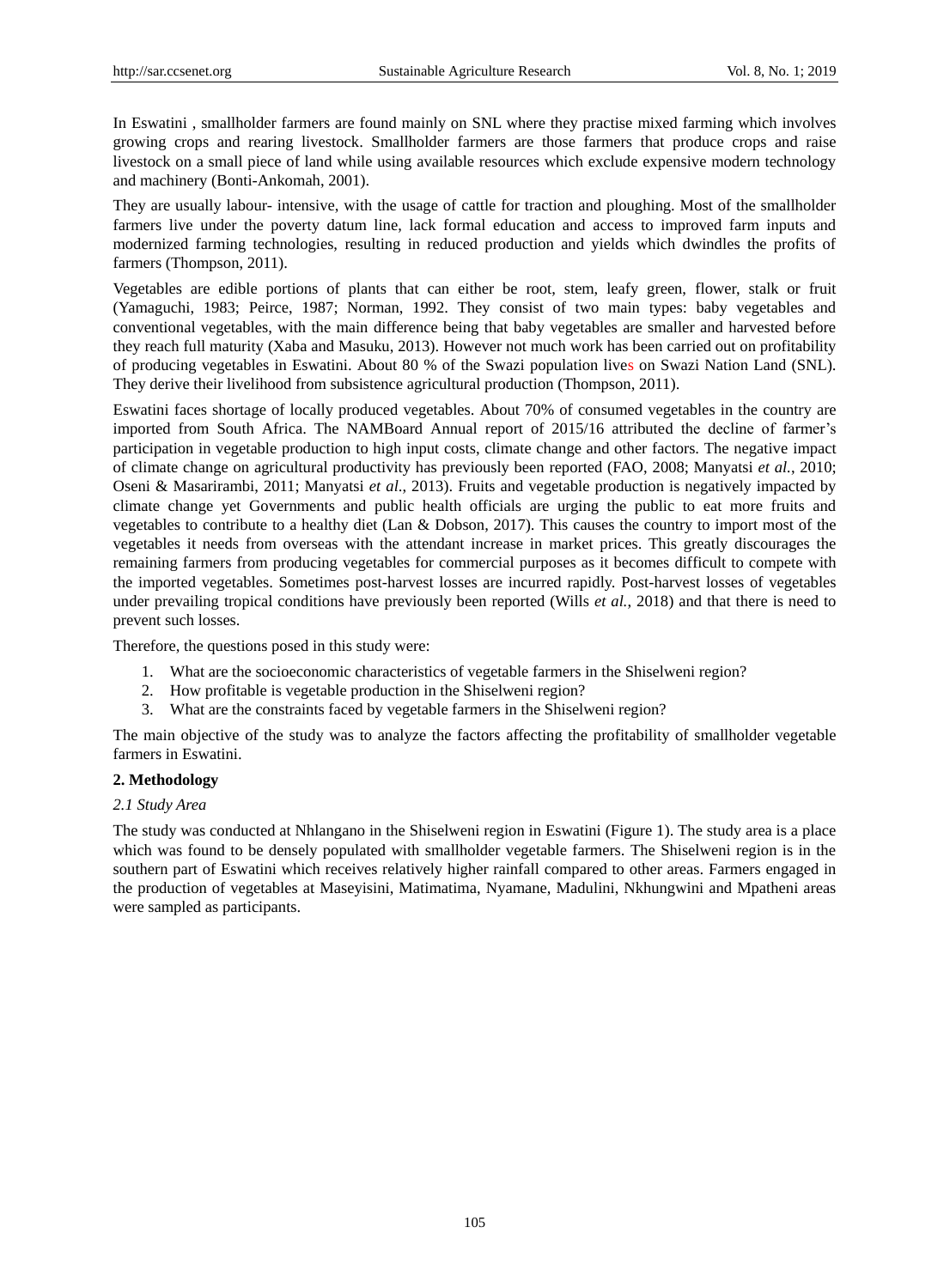In Eswatini , smallholder farmers are found mainly on SNL where they practise mixed farming which involves growing crops and rearing livestock. Smallholder farmers are those farmers that produce crops and raise livestock on a small piece of land while using available resources which exclude expensive modern technology and machinery (Bonti-Ankomah, 2001).

They are usually labour- intensive, with the usage of cattle for traction and ploughing. Most of the smallholder farmers live under the poverty datum line, lack formal education and access to improved farm inputs and modernized farming technologies, resulting in reduced production and yields which dwindles the profits of farmers (Thompson, 2011).

Vegetables are edible portions of plants that can either be root, stem, leafy green, flower, stalk or fruit (Yamaguchi, 1983; Peirce, 1987; Norman, 1992. They consist of two main types: baby vegetables and conventional vegetables, with the main difference being that baby vegetables are smaller and harvested before they reach full maturity (Xaba and Masuku, 2013). However not much work has been carried out on profitability of producing vegetables in Eswatini. About 80 % of the Swazi population lives on Swazi Nation Land (SNL). They derive their livelihood from subsistence agricultural production (Thompson, 2011).

Eswatini faces shortage of locally produced vegetables. About 70% of consumed vegetables in the country are imported from South Africa. The NAMBoard Annual report of 2015/16 attributed the decline of farmer's participation in vegetable production to high input costs, climate change and other factors. The negative impact of climate change on agricultural productivity has previously been reported (FAO, 2008; Manyatsi *et al.*, 2010; Oseni & Masarirambi, 2011; Manyatsi *et al.*, 2013). Fruits and vegetable production is negatively impacted by climate change yet Governments and public health officials are urging the public to eat more fruits and vegetables to contribute to a healthy diet (Lan & Dobson, 2017). This causes the country to import most of the vegetables it needs from overseas with the attendant increase in market prices. This greatly discourages the remaining farmers from producing vegetables for commercial purposes as it becomes difficult to compete with the imported vegetables. Sometimes post-harvest losses are incurred rapidly. Post-harvest losses of vegetables under prevailing tropical conditions have previously been reported (Wills *et al.*, 2018) and that there is need to prevent such losses.

Therefore, the questions posed in this study were:

1. What are the socioeconomic characteristics of vegetable farmers in the Shiselweni region?
2. How profitable is vegetable production in the Shiselweni region?
3. What are the constraints faced by vegetable farmers in the Shiselweni region?

The main objective of the study was to analyze the factors affecting the profitability of smallholder vegetable farmers in Eswatini.

## 2. Methodology

### *2.1 Study Area*

The study was conducted at Nhlangano in the Shiselweni region in Eswatini (Figure 1). The study area is a place which was found to be densely populated with smallholder vegetable farmers. The Shiselweni region is in the southern part of Eswatini which receives relatively higher rainfall compared to other areas. Farmers engaged in the production of vegetables at Maseyisini, Matimatima, Nyamane, Madulini, Nkhungwini and Mpatheni areas were sampled as participants.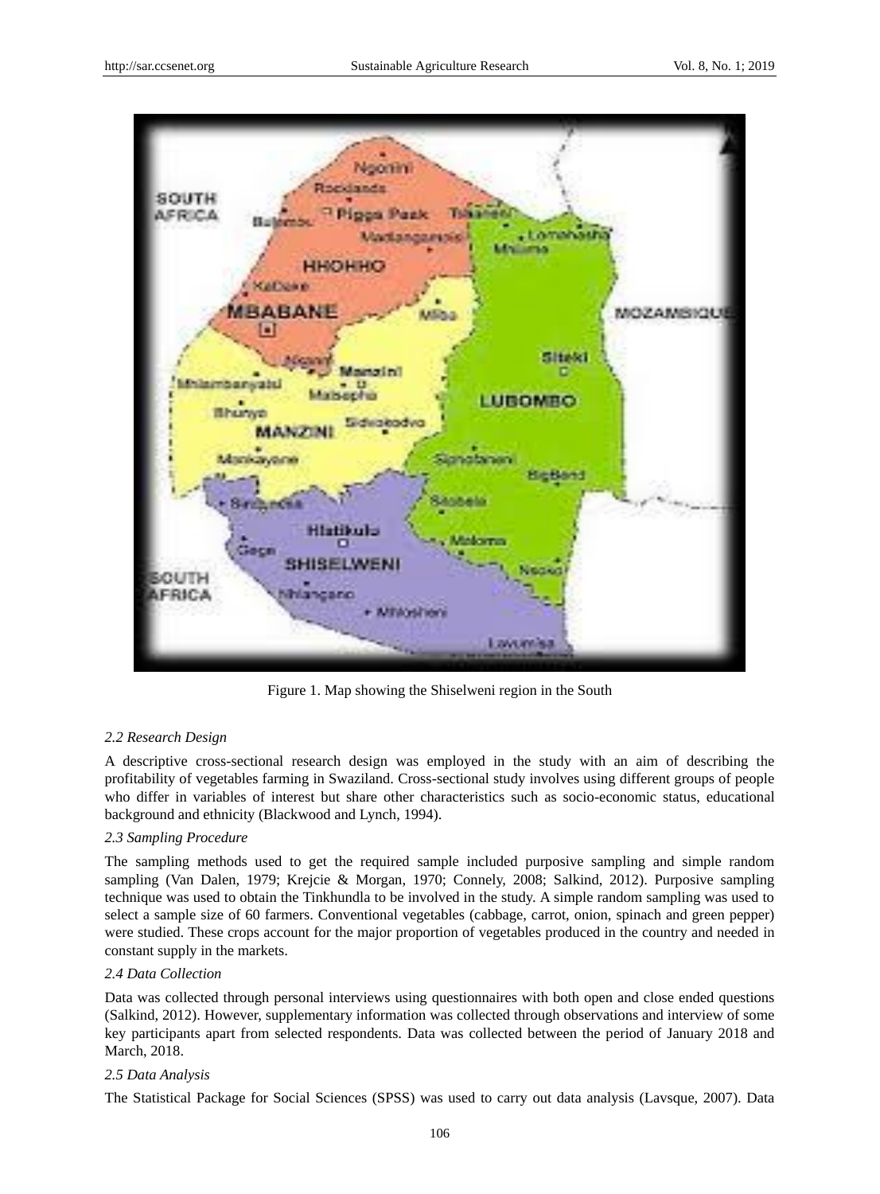Figure 1. Map showing the Shiselweni region in the South

### 2.2 Research Design

A descriptive cross-sectional research design was employed in the study with an aim of describing the profitability of vegetables farming in Swaziland. Cross-sectional study involves using different groups of people who differ in variables of interest but share other characteristics such as socio-economic status, educational background and ethnicity (Blackwood and Lynch, 1994).

### 2.3 Sampling Procedure

The sampling methods used to get the required sample included purposive sampling and simple random sampling (Van Dalen, 1979; Krejcie & Morgan, 1970; Connely, 2008; Salkind, 2012). Purposive sampling technique was used to obtain the Tinkhundla to be involved in the study. A simple random sampling was used to select a sample size of 60 farmers. Conventional vegetables (cabbage, carrot, onion, spinach and green pepper) were studied. These crops account for the major proportion of vegetables produced in the country and needed in constant supply in the markets.

### 2.4 Data Collection

Data was collected through personal interviews using questionnaires with both open and close ended questions (Salkind, 2012). However, supplementary information was collected through observations and interview of some key participants apart from selected respondents. Data was collected between the period of January 2018 and March, 2018.

### 2.5 Data Analysis

The Statistical Package for Social Sciences (SPSS) was used to carry out data analysis (Lavsque, 2007). Data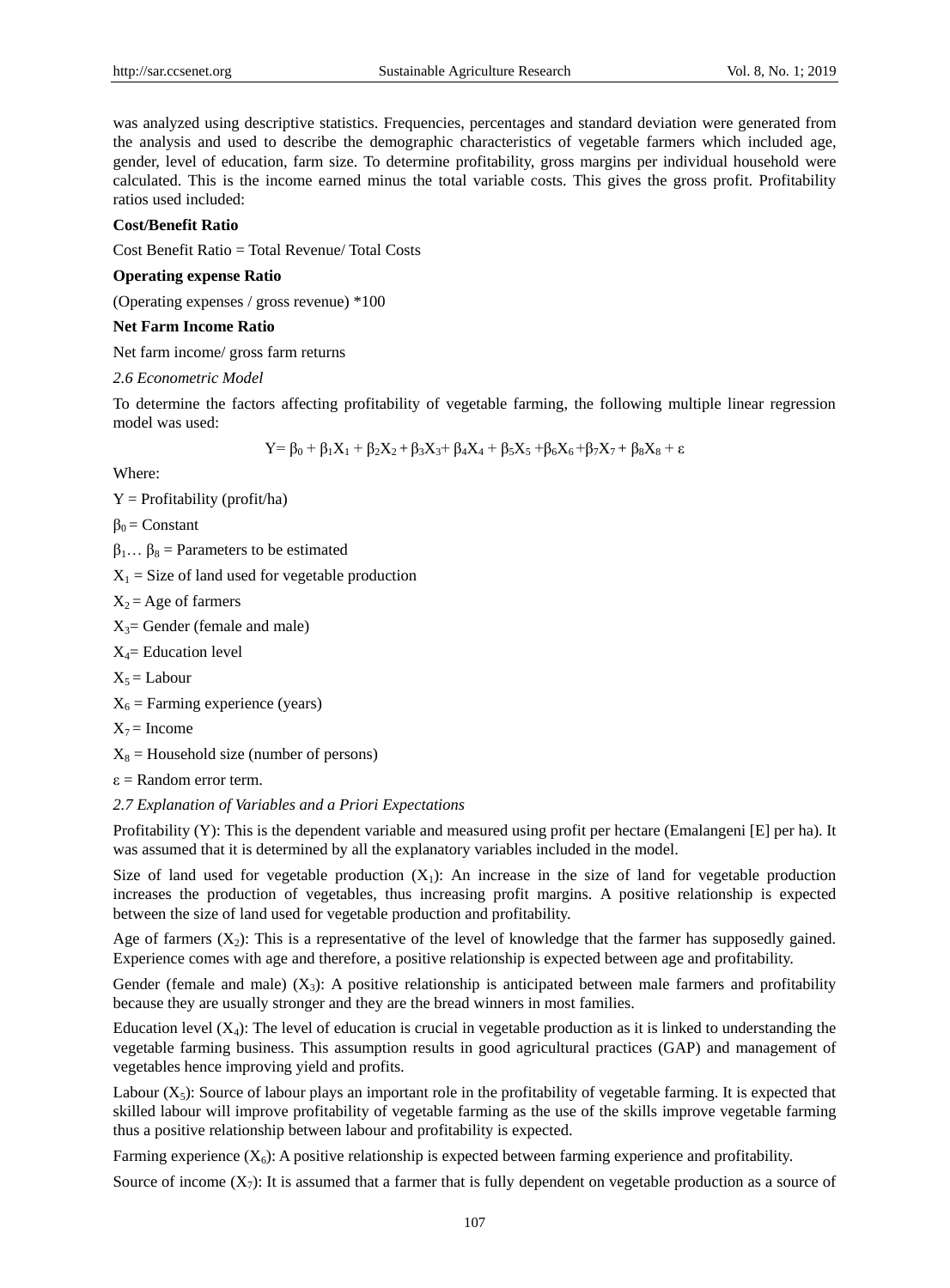was analyzed using descriptive statistics. Frequencies, percentages and standard deviation were generated from the analysis and used to describe the demographic characteristics of vegetable farmers which included age, gender, level of education, farm size. To determine profitability, gross margins per individual household were calculated. This is the income earned minus the total variable costs. This gives the gross profit. Profitability ratios used included:

**Cost/Benefit Ratio**

Cost Benefit Ratio = Total Revenue/ Total Costs

**Operating expense Ratio**

(Operating expenses / gross revenue) *100

**Net Farm Income Ratio**

Net farm income/ gross farm returns

*2.6 Econometric Model*

To determine the factors affecting profitability of vegetable farming, the following multiple linear regression model was used:

$$Y = \beta_0 + \beta_1X_1 + \beta_2X_2 + \beta_3X_3 + \beta_4X_4 + \beta_5X_5 + \beta_6X_6 + \beta_7X_7 + \beta_8X_8 + \varepsilon$$

Where:

$Y$ = Profitability (profit/ha)

$\beta_0$ = Constant

$\beta_1 \ldots \beta_8$ = Parameters to be estimated

$X_1$ = Size of land used for vegetable production

$X_2$ = Age of farmers

$X_3$= Gender (female and male)

$X_4$= Education level

$X_5$ = Labour

$X_6$ = Farming experience (years)

$X_7$ = Income

$X_8$ = Household size (number of persons)

$\varepsilon$ = Random error term.

*2.7 Explanation of Variables and a Priori Expectations*

Profitability (Y): This is the dependent variable and measured using profit per hectare (Emalangeni [E] per ha). It was assumed that it is determined by all the explanatory variables included in the model.

Size of land used for vegetable production ($X_1$): An increase in the size of land for vegetable production increases the production of vegetables, thus increasing profit margins. A positive relationship is expected between the size of land used for vegetable production and profitability.

Age of farmers ($X_2$): This is a representative of the level of knowledge that the farmer has supposedly gained. Experience comes with age and therefore, a positive relationship is expected between age and profitability.

Gender (female and male) ($X_3$): A positive relationship is anticipated between male farmers and profitability because they are usually stronger and they are the bread winners in most families.

Education level ($X_4$): The level of education is crucial in vegetable production as it is linked to understanding the vegetable farming business. This assumption results in good agricultural practices (GAP) and management of vegetables hence improving yield and profits.

Labour ($X_5$): Source of labour plays an important role in the profitability of vegetable farming. It is expected that skilled labour will improve profitability of vegetable farming as the use of the skills improve vegetable farming thus a positive relationship between labour and profitability is expected.

Farming experience ($X_6$): A positive relationship is expected between farming experience and profitability.

Source of income ($X_7$): It is assumed that a farmer that is fully dependent on vegetable production as a source of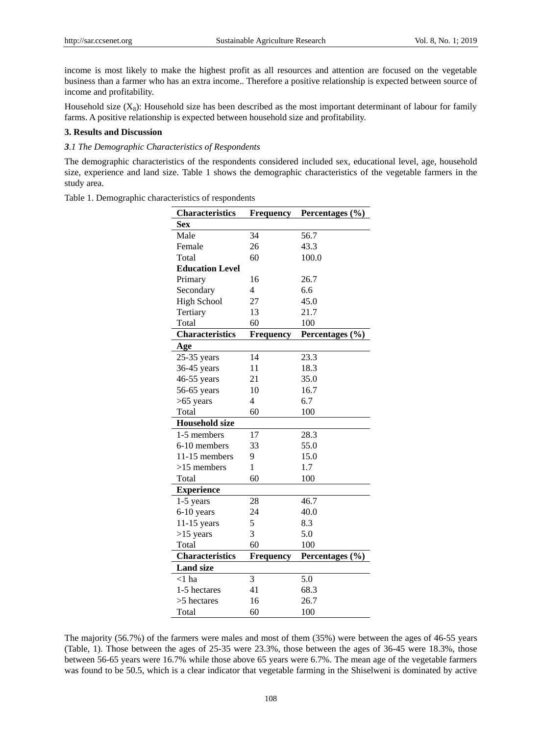income is most likely to make the highest profit as all resources and attention are focused on the vegetable business than a farmer who has an extra income.. Therefore a positive relationship is expected between source of income and profitability.

Household size ($X_8$): Household size has been described as the most important determinant of labour for family farms. A positive relationship is expected between household size and profitability.

## 3. Results and Discussion

### *3.1 The Demographic Characteristics of Respondents*

The demographic characteristics of the respondents considered included sex, educational level, age, household size, experience and land size. Table 1 shows the demographic characteristics of the vegetable farmers in the study area.

Table 1. Demographic characteristics of respondents

| Characteristics | Frequency | Percentages (%) |
|---|---|---|
| **Sex** | | |
| Male | 34 | 56.7 |
| Female | 26 | 43.3 |
| Total | 60 | 100.0 |
| **Education Level** | | |
| Primary | 16 | 26.7 |
| Secondary | 4 | 6.6 |
| High School | 27 | 45.0 |
| Tertiary | 13 | 21.7 |
| Total | 60 | 100 |
| **Characteristics** | **Frequency** | **Percentages (%)** |
| **Age** | | |
| 25-35 years | 14 | 23.3 |
| 36-45 years | 11 | 18.3 |
| 46-55 years | 21 | 35.0 |
| 56-65 years | 10 | 16.7 |
| >65 years | 4 | 6.7 |
| Total | 60 | 100 |
| **Household size** | | |
| 1-5 members | 17 | 28.3 |
| 6-10 members | 33 | 55.0 |
| 11-15 members | 9 | 15.0 |
| >15 members | 1 | 1.7 |
| Total | 60 | 100 |
| **Experience** | | |
| 1-5 years | 28 | 46.7 |
| 6-10 years | 24 | 40.0 |
| 11-15 years | 5 | 8.3 |
| >15 years | 3 | 5.0 |
| Total | 60 | 100 |
| **Characteristics** | **Frequency** | **Percentages (%)** |
| **Land size** | | |
| <1 ha | 3 | 5.0 |
| 1-5 hectares | 41 | 68.3 |
| >5 hectares | 16 | 26.7 |
| Total | 60 | 100 |

The majority (56.7%) of the farmers were males and most of them (35%) were between the ages of 46-55 years (Table, 1). Those between the ages of 25-35 were 23.3%, those between the ages of 36-45 were 18.3%, those between 56-65 years were 16.7% while those above 65 years were 6.7%. The mean age of the vegetable farmers was found to be 50.5, which is a clear indicator that vegetable farming in the Shiselweni is dominated by active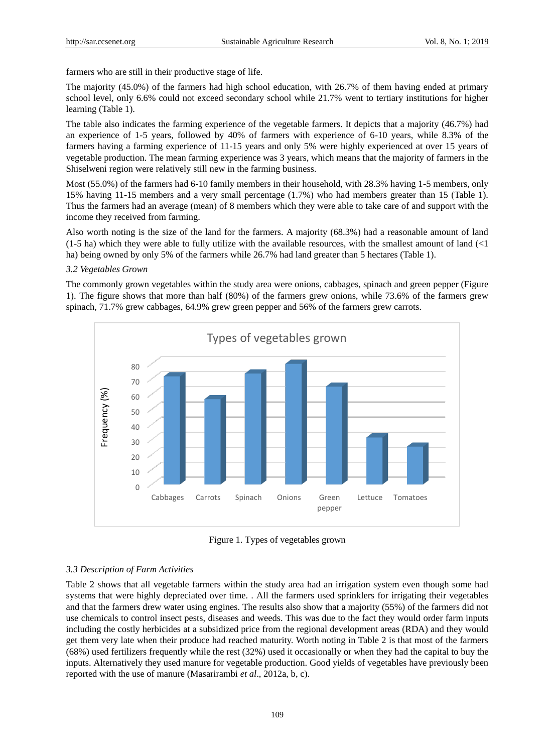farmers who are still in their productive stage of life.

The majority (45.0%) of the farmers had high school education, with 26.7% of them having ended at primary school level, only 6.6% could not exceed secondary school while 21.7% went to tertiary institutions for higher learning (Table 1).

The table also indicates the farming experience of the vegetable farmers. It depicts that a majority (46.7%) had an experience of 1-5 years, followed by 40% of farmers with experience of 6-10 years, while 8.3% of the farmers having a farming experience of 11-15 years and only 5% were highly experienced at over 15 years of vegetable production. The mean farming experience was 3 years, which means that the majority of farmers in the Shiselweni region were relatively still new in the farming business.

Most (55.0%) of the farmers had 6-10 family members in their household, with 28.3% having 1-5 members, only 15% having 11-15 members and a very small percentage (1.7%) who had members greater than 15 (Table 1). Thus the farmers had an average (mean) of 8 members which they were able to take care of and support with the income they received from farming.

Also worth noting is the size of the land for the farmers. A majority (68.3%) had a reasonable amount of land (1-5 ha) which they were able to fully utilize with the available resources, with the smallest amount of land (<1 ha) being owned by only 5% of the farmers while 26.7% had land greater than 5 hectares (Table 1).

### *3.2 Vegetables Grown*

The commonly grown vegetables within the study area were onions, cabbages, spinach and green pepper (Figure 1). The figure shows that more than half (80%) of the farmers grew onions, while 73.6% of the farmers grew spinach, 71.7% grew cabbages, 64.9% grew green pepper and 56% of the farmers grew carrots.

Figure 1. Types of vegetables grown

### *3.3 Description of Farm Activities*

Table 2 shows that all vegetable farmers within the study area had an irrigation system even though some had systems that were highly depreciated over time. . All the farmers used sprinklers for irrigating their vegetables and that the farmers drew water using engines. The results also show that a majority (55%) of the farmers did not use chemicals to control insect pests, diseases and weeds. This was due to the fact they would order farm inputs including the costly herbicides at a subsidized price from the regional development areas (RDA) and they would get them very late when their produce had reached maturity. Worth noting in Table 2 is that most of the farmers (68%) used fertilizers frequently while the rest (32%) used it occasionally or when they had the capital to buy the inputs. Alternatively they used manure for vegetable production. Good yields of vegetables have previously been reported with the use of manure (Masarirambi *et al*., 2012a, b, c).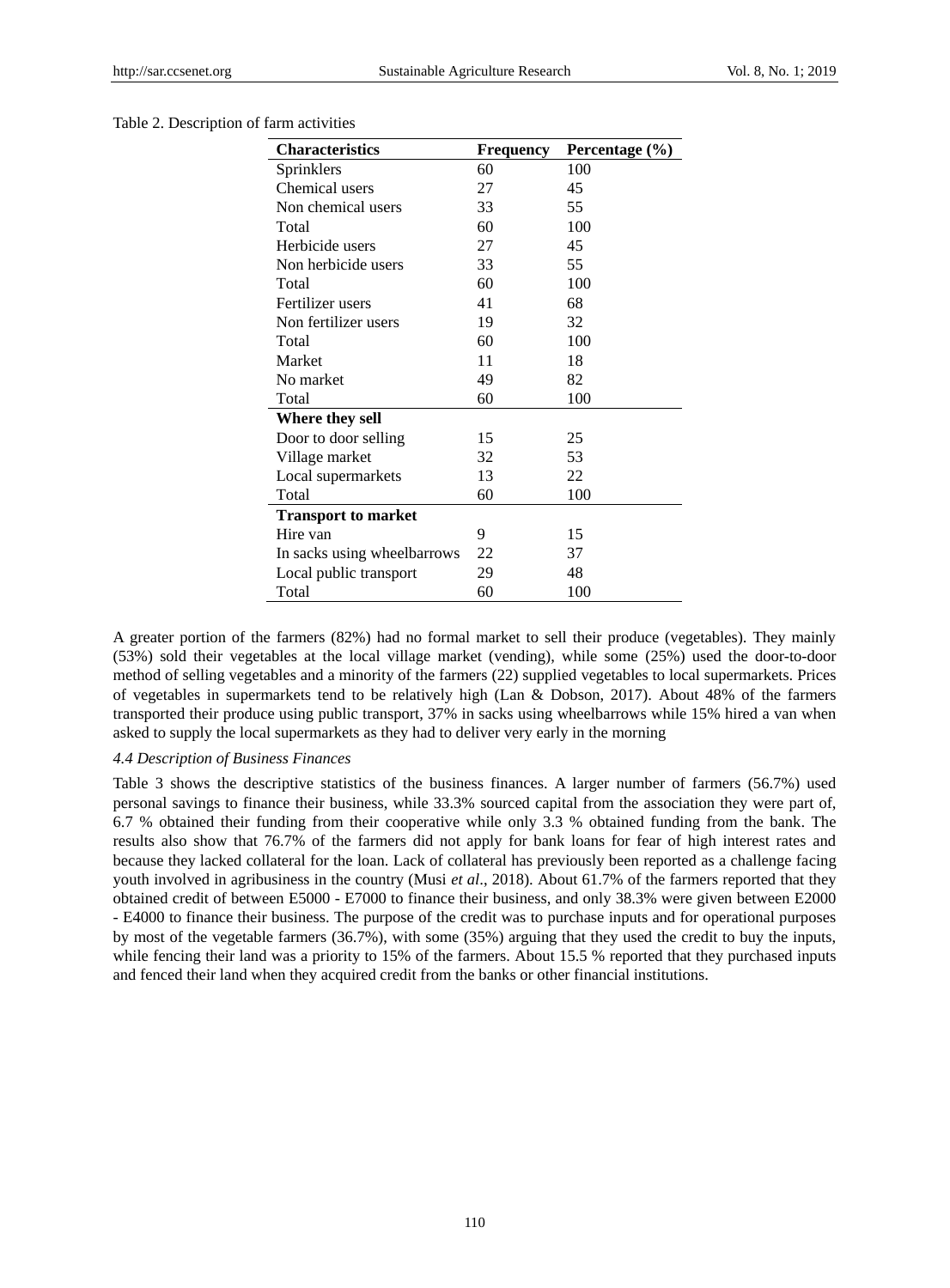Table 2. Description of farm activities

| Characteristics | Frequency | Percentage (%) |
| --- | --- | --- |
| Sprinklers | 60 | 100 |
| Chemical users | 27 | 45 |
| Non chemical users | 33 | 55 |
| Total | 60 | 100 |
| Herbicide users | 27 | 45 |
| Non herbicide users | 33 | 55 |
| Total | 60 | 100 |
| Fertilizer users | 41 | 68 |
| Non fertilizer users | 19 | 32 |
| Total | 60 | 100 |
| Market | 11 | 18 |
| No market | 49 | 82 |
| Total | 60 | 100 |
| **Where they sell** | | |
| Door to door selling | 15 | 25 |
| Village market | 32 | 53 |
| Local supermarkets | 13 | 22 |
| Total | 60 | 100 |
| **Transport to market** | | |
| Hire van | 9 | 15 |
| In sacks using wheelbarrows | 22 | 37 |
| Local public transport | 29 | 48 |
| Total | 60 | 100 |

A greater portion of the farmers (82%) had no formal market to sell their produce (vegetables). They mainly (53%) sold their vegetables at the local village market (vending), while some (25%) used the door-to-door method of selling vegetables and a minority of the farmers (22) supplied vegetables to local supermarkets. Prices of vegetables in supermarkets tend to be relatively high (Lan & Dobson, 2017). About 48% of the farmers transported their produce using public transport, 37% in sacks using wheelbarrows while 15% hired a van when asked to supply the local supermarkets as they had to deliver very early in the morning

### *4.4 Description of Business Finances*

Table 3 shows the descriptive statistics of the business finances. A larger number of farmers (56.7%) used personal savings to finance their business, while 33.3% sourced capital from the association they were part of, 6.7 % obtained their funding from their cooperative while only 3.3 % obtained funding from the bank. The results also show that 76.7% of the farmers did not apply for bank loans for fear of high interest rates and because they lacked collateral for the loan. Lack of collateral has previously been reported as a challenge facing youth involved in agribusiness in the country (Musi *et al*., 2018). About 61.7% of the farmers reported that they obtained credit of between E5000 - E7000 to finance their business, and only 38.3% were given between E2000 - E4000 to finance their business. The purpose of the credit was to purchase inputs and for operational purposes by most of the vegetable farmers (36.7%), with some (35%) arguing that they used the credit to buy the inputs, while fencing their land was a priority to 15% of the farmers. About 15.5 % reported that they purchased inputs and fenced their land when they acquired credit from the banks or other financial institutions.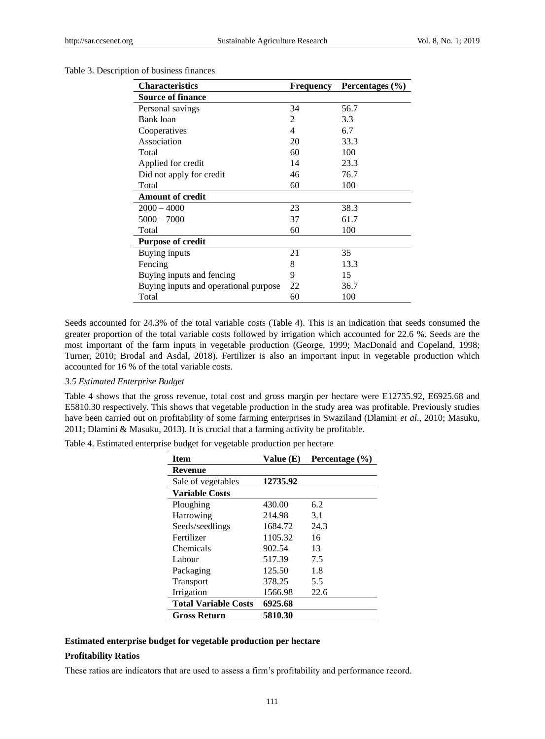Table 3. Description of business finances

| Characteristics | Frequency | Percentages (%) |
|---|---|---|
| **Source of finance** | | |
| Personal savings | 34 | 56.7 |
| Bank loan | 2 | 3.3 |
| Cooperatives | 4 | 6.7 |
| Association | 20 | 33.3 |
| Total | 60 | 100 |
| Applied for credit | 14 | 23.3 |
| Did not apply for credit | 46 | 76.7 |
| Total | 60 | 100 |
| **Amount of credit** | | |
| 2000 – 4000 | 23 | 38.3 |
| 5000 – 7000 | 37 | 61.7 |
| Total | 60 | 100 |
| **Purpose of credit** | | |
| Buying inputs | 21 | 35 |
| Fencing | 8 | 13.3 |
| Buying inputs and fencing | 9 | 15 |
| Buying inputs and operational purpose | 22 | 36.7 |
| Total | 60 | 100 |

Seeds accounted for 24.3% of the total variable costs (Table 4). This is an indication that seeds consumed the greater proportion of the total variable costs followed by irrigation which accounted for 22.6 %. Seeds are the most important of the farm inputs in vegetable production (George, 1999; MacDonald and Copeland, 1998; Turner, 2010; Brodal and Asdal, 2018). Fertilizer is also an important input in vegetable production which accounted for 16 % of the total variable costs.

### *3.5 Estimated Enterprise Budget*

Table 4 shows that the gross revenue, total cost and gross margin per hectare were E12735.92, E6925.68 and E5810.30 respectively. This shows that vegetable production in the study area was profitable. Previously studies have been carried out on profitability of some farming enterprises in Swaziland (Dlamini *et al*., 2010; Masuku, 2011; Dlamini & Masuku, 2013). It is crucial that a farming activity be profitable.

Table 4. Estimated enterprise budget for vegetable production per hectare

| Item | Value (E) | Percentage (%) |
|---|---|---|
| **Revenue** | | |
| Sale of vegetables | **12735.92** | |
| **Variable Costs** | | |
| Ploughing | 430.00 | 6.2 |
| Harrowing | 214.98 | 3.1 |
| Seeds/seedlings | 1684.72 | 24.3 |
| Fertilizer | 1105.32 | 16 |
| Chemicals | 902.54 | 13 |
| Labour | 517.39 | 7.5 |
| Packaging | 125.50 | 1.8 |
| Transport | 378.25 | 5.5 |
| Irrigation | 1566.98 | 22.6 |
| **Total Variable Costs** | **6925.68** | |
| **Gross Return** | **5810.30** | |

**Estimated enterprise budget for vegetable production per hectare**

**Profitability Ratios**

These ratios are indicators that are used to assess a firm's profitability and performance record.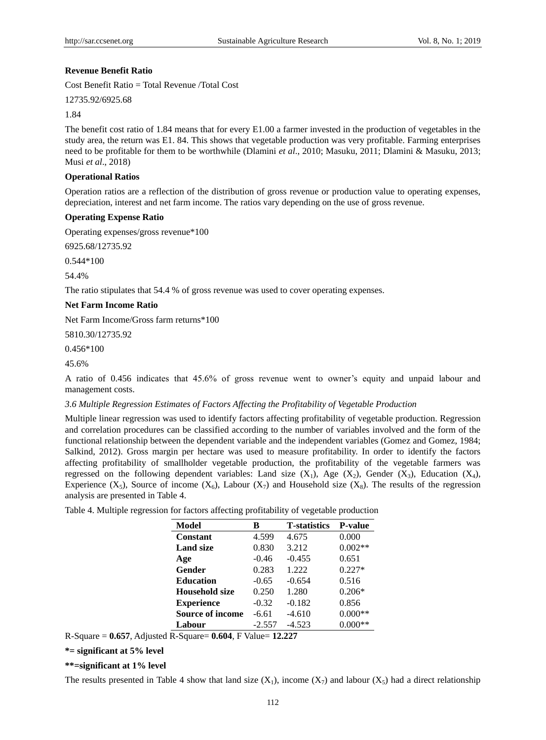**Revenue Benefit Ratio**

Cost Benefit Ratio = Total Revenue /Total Cost

12735.92/6925.68

1.84

The benefit cost ratio of 1.84 means that for every E1.00 a farmer invested in the production of vegetables in the study area, the return was E1. 84. This shows that vegetable production was very profitable. Farming enterprises need to be profitable for them to be worthwhile (Dlamini *et al*., 2010; Masuku, 2011; Dlamini & Masuku, 2013; Musi *et al*., 2018)

**Operational Ratios**

Operation ratios are a reflection of the distribution of gross revenue or production value to operating expenses, depreciation, interest and net farm income. The ratios vary depending on the use of gross revenue.

**Operating Expense Ratio**

Operating expenses/gross revenue*100

6925.68/12735.92

0.544*100

54.4%

The ratio stipulates that 54.4 % of gross revenue was used to cover operating expenses.

**Net Farm Income Ratio**

Net Farm Income/Gross farm returns*100

5810.30/12735.92

0.456*100

45.6%

A ratio of 0.456 indicates that 45.6% of gross revenue went to owner's equity and unpaid labour and management costs.

*3.6 Multiple Regression Estimates of Factors Affecting the Profitability of Vegetable Production*

Multiple linear regression was used to identify factors affecting profitability of vegetable production. Regression and correlation procedures can be classified according to the number of variables involved and the form of the functional relationship between the dependent variable and the independent variables (Gomez and Gomez, 1984; Salkind, 2012). Gross margin per hectare was used to measure profitability. In order to identify the factors affecting profitability of smallholder vegetable production, the profitability of the vegetable farmers was regressed on the following dependent variables: Land size ($X_1$), Age ($X_2$), Gender ($X_3$), Education ($X_4$), Experience ($X_5$), Source of income ($X_6$), Labour ($X_7$) and Household size ($X_8$). The results of the regression analysis are presented in Table 4.

Table 4. Multiple regression for factors affecting profitability of vegetable production

| Model | B | T-statistics | P-value |
|---|---|---|---|
| **Constant** | 4.599 | 4.675 | 0.000 |
| **Land size** | 0.830 | 3.212 | 0.002** |
| **Age** | -0.46 | -0.455 | 0.651 |
| **Gender** | 0.283 | 1.222 | 0.227* |
| **Education** | -0.65 | -0.654 | 0.516 |
| **Household size** | 0.250 | 1.280 | 0.206* |
| **Experience** | -0.32 | -0.182 | 0.856 |
| **Source of income** | -6.61 | -4.610 | 0.000** |
| **Labour** | -2.557 | -4.523 | 0.000** |

R-Square = **0.657**, Adjusted R-Square= **0.604**, F Value= **12.227**

**\*= significant at 5% level**

**\*\*=significant at 1% level**

The results presented in Table 4 show that land size ($X_1$), income ($X_7$) and labour ($X_5$) had a direct relationship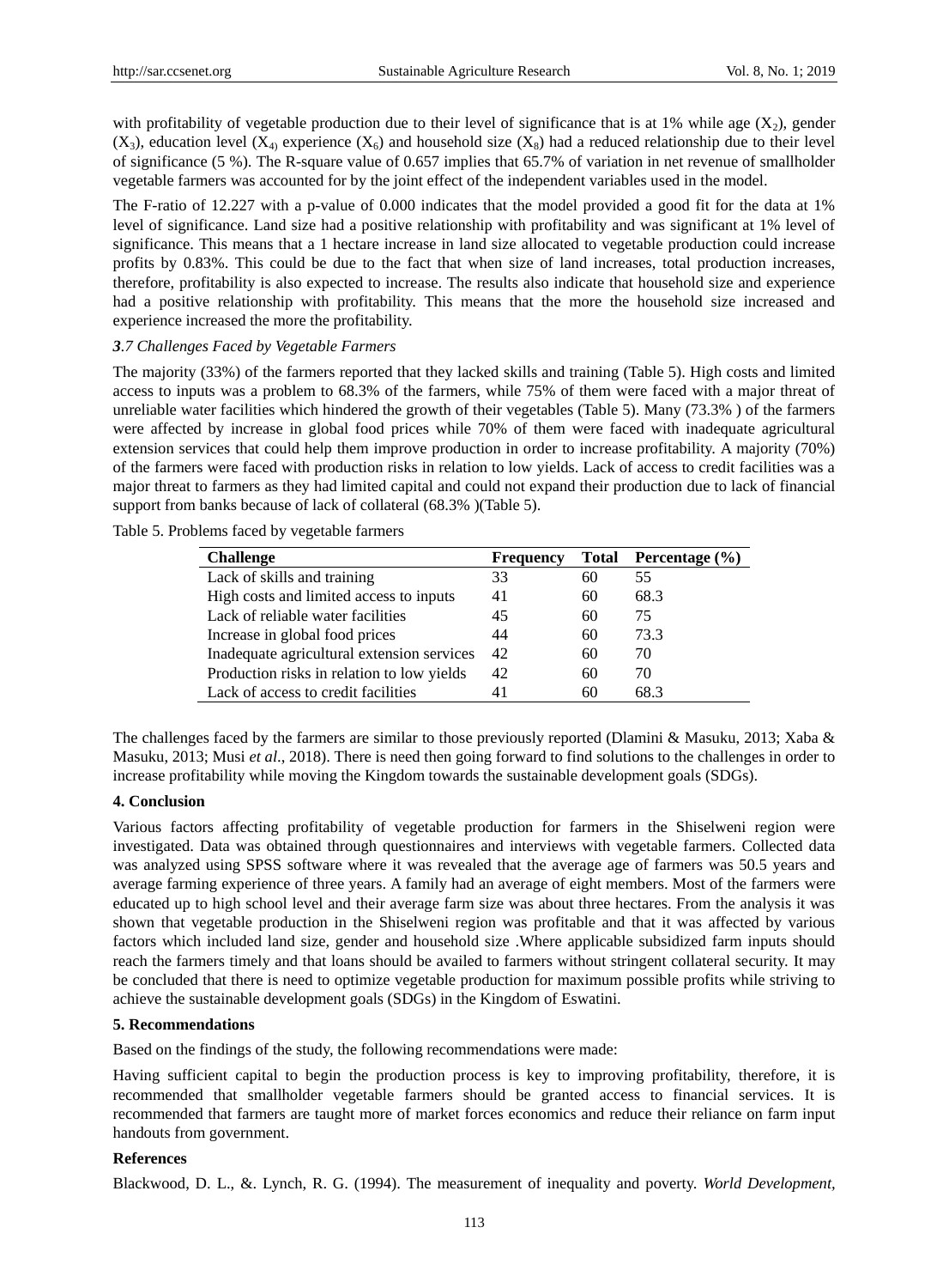with profitability of vegetable production due to their level of significance that is at 1% while age ($X_2$), gender ($X_3$), education level ($X_4$) experience ($X_6$) and household size ($X_8$) had a reduced relationship due to their level of significance (5 %). The R-square value of 0.657 implies that 65.7% of variation in net revenue of smallholder vegetable farmers was accounted for by the joint effect of the independent variables used in the model.

The F-ratio of 12.227 with a p-value of 0.000 indicates that the model provided a good fit for the data at 1% level of significance. Land size had a positive relationship with profitability and was significant at 1% level of significance. This means that a 1 hectare increase in land size allocated to vegetable production could increase profits by 0.83%. This could be due to the fact that when size of land increases, total production increases, therefore, profitability is also expected to increase. The results also indicate that household size and experience had a positive relationship with profitability. This means that the more the household size increased and experience increased the more the profitability.

### *3.7 Challenges Faced by Vegetable Farmers*

The majority (33%) of the farmers reported that they lacked skills and training (Table 5). High costs and limited access to inputs was a problem to 68.3% of the farmers, while 75% of them were faced with a major threat of unreliable water facilities which hindered the growth of their vegetables (Table 5). Many (73.3% ) of the farmers were affected by increase in global food prices while 70% of them were faced with inadequate agricultural extension services that could help them improve production in order to increase profitability. A majority (70%) of the farmers were faced with production risks in relation to low yields. Lack of access to credit facilities was a major threat to farmers as they had limited capital and could not expand their production due to lack of financial support from banks because of lack of collateral (68.3% )(Table 5).

Table 5. Problems faced by vegetable farmers

| Challenge | Frequency | Total | Percentage (%) |
|---|---|---|---|
| Lack of skills and training | 33 | 60 | 55 |
| High costs and limited access to inputs | 41 | 60 | 68.3 |
| Lack of reliable water facilities | 45 | 60 | 75 |
| Increase in global food prices | 44 | 60 | 73.3 |
| Inadequate agricultural extension services | 42 | 60 | 70 |
| Production risks in relation to low yields | 42 | 60 | 70 |
| Lack of access to credit facilities | 41 | 60 | 68.3 |

The challenges faced by the farmers are similar to those previously reported (Dlamini & Masuku, 2013; Xaba & Masuku, 2013; Musi *et al.*, 2018). There is need then going forward to find solutions to the challenges in order to increase profitability while moving the Kingdom towards the sustainable development goals (SDGs).

## 4. Conclusion

Various factors affecting profitability of vegetable production for farmers in the Shiselweni region were investigated. Data was obtained through questionnaires and interviews with vegetable farmers. Collected data was analyzed using SPSS software where it was revealed that the average age of farmers was 50.5 years and average farming experience of three years. A family had an average of eight members. Most of the farmers were educated up to high school level and their average farm size was about three hectares. From the analysis it was shown that vegetable production in the Shiselweni region was profitable and that it was affected by various factors which included land size, gender and household size .Where applicable subsidized farm inputs should reach the farmers timely and that loans should be availed to farmers without stringent collateral security. It may be concluded that there is need to optimize vegetable production for maximum possible profits while striving to achieve the sustainable development goals (SDGs) in the Kingdom of Eswatini.

## 5. Recommendations

Based on the findings of the study, the following recommendations were made:

Having sufficient capital to begin the production process is key to improving profitability, therefore, it is recommended that smallholder vegetable farmers should be granted access to financial services. It is recommended that farmers are taught more of market forces economics and reduce their reliance on farm input handouts from government.

## References

Blackwood, D. L., &. Lynch, R. G. (1994). The measurement of inequality and poverty. *World Development,*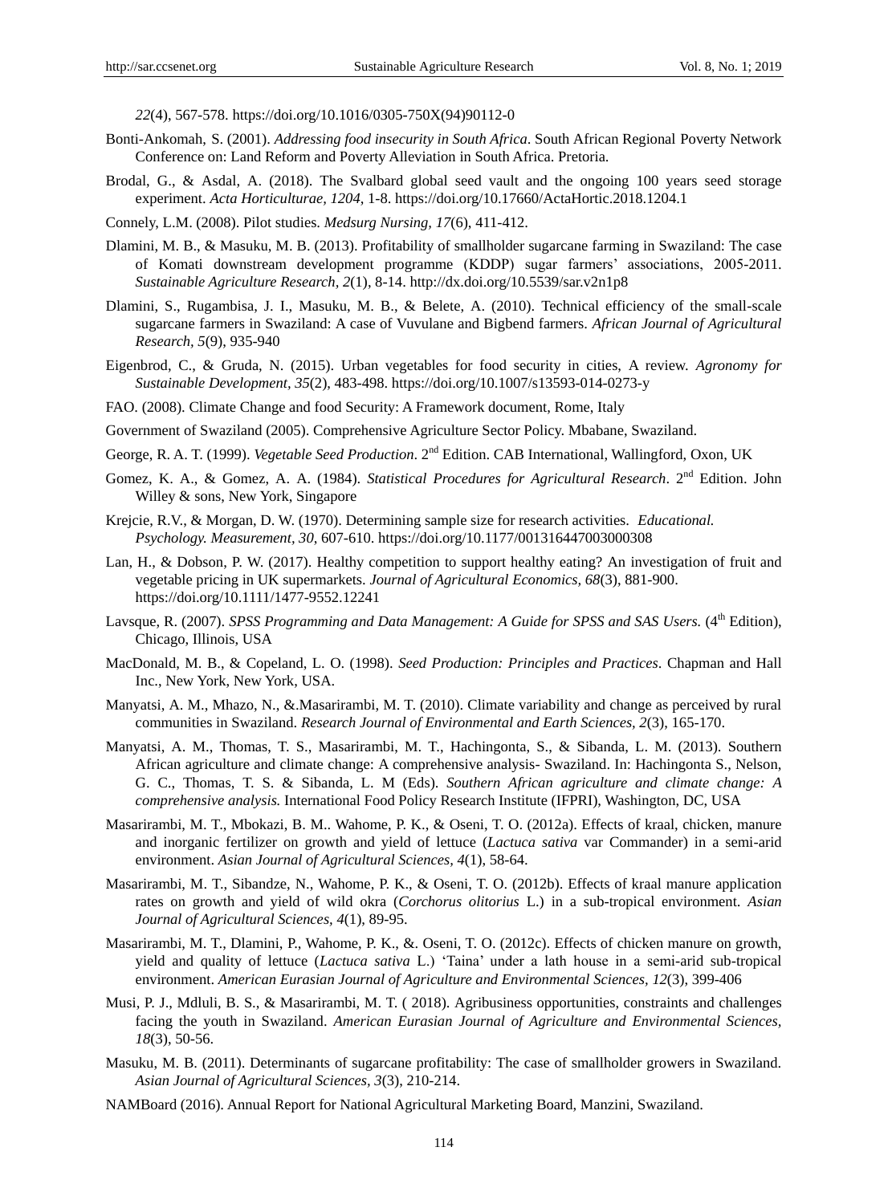*22*(4), 567-578. https://doi.org/10.1016/0305-750X(94)90112-0

Bonti-Ankomah, S. (2001). *Addressing food insecurity in South Africa*. South African Regional Poverty Network Conference on: Land Reform and Poverty Alleviation in South Africa. Pretoria.

Brodal, G., & Asdal, A. (2018). The Svalbard global seed vault and the ongoing 100 years seed storage experiment. *Acta Horticulturae, 1204*, 1-8. https://doi.org/10.17660/ActaHortic.2018.1204.1

Connely, L.M. (2008). Pilot studies. *Medsurg Nursing, 17*(6), 411-412.

Dlamini, M. B., & Masuku, M. B. (2013). Profitability of smallholder sugarcane farming in Swaziland: The case of Komati downstream development programme (KDDP) sugar farmers' associations, 2005-2011. *Sustainable Agriculture Research, 2*(1), 8-14. http://dx.doi.org/10.5539/sar.v2n1p8

Dlamini, S., Rugambisa, J. I., Masuku, M. B., & Belete, A. (2010). Technical efficiency of the small-scale sugarcane farmers in Swaziland: A case of Vuvulane and Bigbend farmers. *African Journal of Agricultural Research, 5*(9), 935-940

Eigenbrod, C., & Gruda, N. (2015). Urban vegetables for food security in cities, A review. *Agronomy for Sustainable Development*, *35*(2), 483-498. https://doi.org/10.1007/s13593-014-0273-y

FAO. (2008). Climate Change and food Security: A Framework document, Rome, Italy

Government of Swaziland (2005). Comprehensive Agriculture Sector Policy. Mbabane, Swaziland.

George, R. A. T. (1999). *Vegetable Seed Production*. 2nd Edition. CAB International, Wallingford, Oxon, UK

Gomez, K. A., & Gomez, A. A. (1984). *Statistical Procedures for Agricultural Research*. 2nd Edition. John Willey & sons, New York, Singapore

Krejcie, R.V., & Morgan, D. W. (1970). Determining sample size for research activities. *Educational. Psychology. Measurement, 30*, 607-610. https://doi.org/10.1177/001316447003000308

Lan, H., & Dobson, P. W. (2017). Healthy competition to support healthy eating? An investigation of fruit and vegetable pricing in UK supermarkets. *Journal of Agricultural Economics, 68*(3), 881-900. https://doi.org/10.1111/1477-9552.12241

Lavsque, R. (2007). *SPSS Programming and Data Management: A Guide for SPSS and SAS Users.* (4th Edition), Chicago, Illinois, USA

MacDonald, M. B., & Copeland, L. O. (1998). *Seed Production: Principles and Practices*. Chapman and Hall Inc., New York, New York, USA.

Manyatsi, A. M., Mhazo, N., &.Masarirambi, M. T. (2010). Climate variability and change as perceived by rural communities in Swaziland. *Research Journal of Environmental and Earth Sciences, 2*(3), 165-170.

Manyatsi, A. M., Thomas, T. S., Masarirambi, M. T., Hachingonta, S., & Sibanda, L. M. (2013). Southern African agriculture and climate change: A comprehensive analysis- Swaziland. In: Hachingonta S., Nelson, G. C., Thomas, T. S. & Sibanda, L. M (Eds). *Southern African agriculture and climate change: A comprehensive analysis.* International Food Policy Research Institute (IFPRI), Washington, DC, USA

Masarirambi, M. T., Mbokazi, B. M.. Wahome, P. K., & Oseni, T. O. (2012a). Effects of kraal, chicken, manure and inorganic fertilizer on growth and yield of lettuce (*Lactuca sativa* var Commander) in a semi-arid environment. *Asian Journal of Agricultural Sciences, 4*(1), 58-64.

Masarirambi, M. T., Sibandze, N., Wahome, P. K., & Oseni, T. O. (2012b). Effects of kraal manure application rates on growth and yield of wild okra (*Corchorus olitorius* L.) in a sub-tropical environment. *Asian Journal of Agricultural Sciences, 4*(1), 89-95.

Masarirambi, M. T., Dlamini, P., Wahome, P. K., &. Oseni, T. O. (2012c). Effects of chicken manure on growth, yield and quality of lettuce (*Lactuca sativa* L.) 'Taina' under a lath house in a semi-arid sub-tropical environment. *American Eurasian Journal of Agriculture and Environmental Sciences, 12*(3), 399-406

Musi, P. J., Mdluli, B. S., & Masarirambi, M. T. ( 2018). Agribusiness opportunities, constraints and challenges facing the youth in Swaziland. *American Eurasian Journal of Agriculture and Environmental Sciences, 18*(3), 50-56.

Masuku, M. B. (2011). Determinants of sugarcane profitability: The case of smallholder growers in Swaziland. *Asian Journal of Agricultural Sciences, 3*(3), 210-214.

NAMBoard (2016). Annual Report for National Agricultural Marketing Board, Manzini, Swaziland.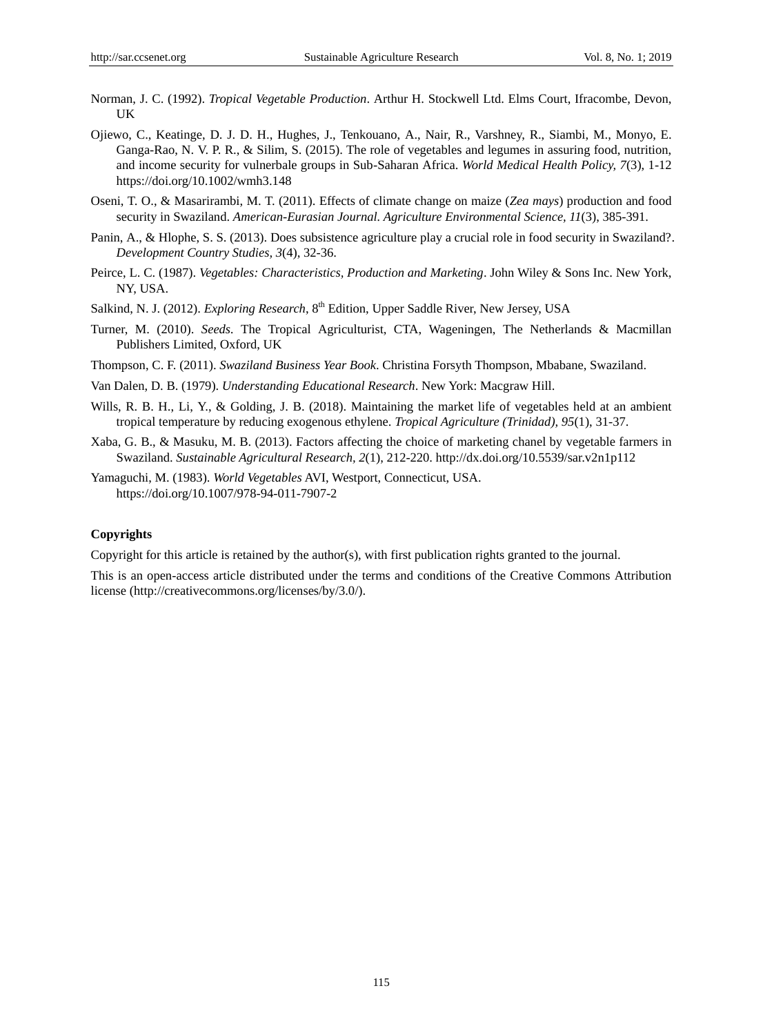Norman, J. C. (1992). *Tropical Vegetable Production*. Arthur H. Stockwell Ltd. Elms Court, Ifracombe, Devon, UK

Ojiewo, C., Keatinge, D. J. D. H., Hughes, J., Tenkouano, A., Nair, R., Varshney, R., Siambi, M., Monyo, E. Ganga-Rao, N. V. P. R., & Silim, S. (2015). The role of vegetables and legumes in assuring food, nutrition, and income security for vulnerbale groups in Sub-Saharan Africa. *World Medical Health Policy, 7*(3), 1-12 https://doi.org/10.1002/wmh3.148

Oseni, T. O., & Masarirambi, M. T. (2011). Effects of climate change on maize (*Zea mays*) production and food security in Swaziland. *American-Eurasian Journal. Agriculture Environmental Science, 11*(3), 385-391.

Panin, A., & Hlophe, S. S. (2013). Does subsistence agriculture play a crucial role in food security in Swaziland?. *Development Country Studies, 3*(4), 32-36.

Peirce, L. C. (1987). *Vegetables: Characteristics, Production and Marketing*. John Wiley & Sons Inc. New York, NY, USA.

Salkind, N. J. (2012). *Exploring Research*, 8th Edition, Upper Saddle River, New Jersey, USA

Turner, M. (2010). *Seeds.* The Tropical Agriculturist, CTA, Wageningen, The Netherlands & Macmillan Publishers Limited, Oxford, UK

Thompson, C. F. (2011). *Swaziland Business Year Book*. Christina Forsyth Thompson, Mbabane, Swaziland.

Van Dalen, D. B. (1979). *Understanding Educational Research*. New York: Macgraw Hill.

Wills, R. B. H., Li, Y., & Golding, J. B. (2018). Maintaining the market life of vegetables held at an ambient tropical temperature by reducing exogenous ethylene. *Tropical Agriculture (Trinidad), 95*(1), 31-37.

Xaba, G. B., & Masuku, M. B. (2013). Factors affecting the choice of marketing chanel by vegetable farmers in Swaziland. *Sustainable Agricultural Research, 2*(1), 212-220. http://dx.doi.org/10.5539/sar.v2n1p112

Yamaguchi, M. (1983). *World Vegetables* AVI, Westport, Connecticut, USA. https://doi.org/10.1007/978-94-011-7907-2

**Copyrights**

Copyright for this article is retained by the author(s), with first publication rights granted to the journal.

This is an open-access article distributed under the terms and conditions of the Creative Commons Attribution license (http://creativecommons.org/licenses/by/3.0/).